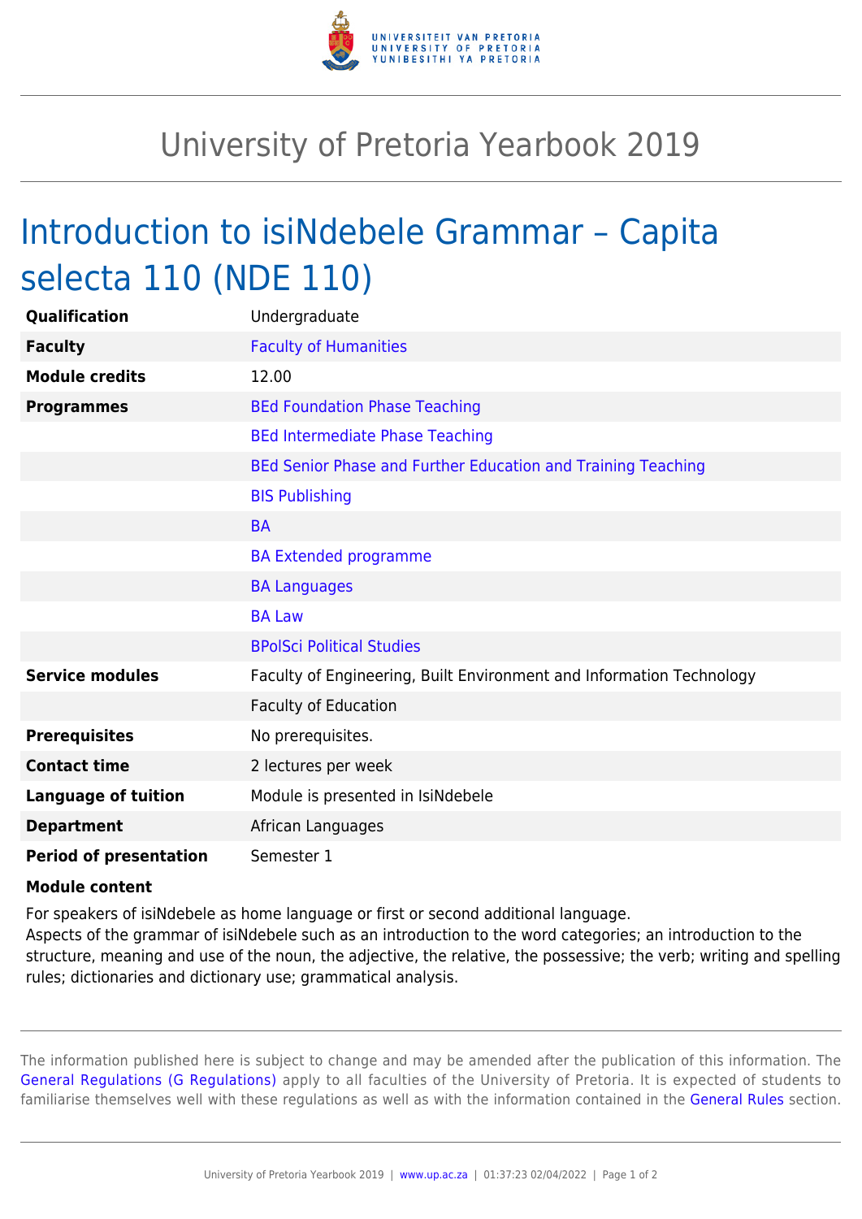# University of Pretoria Yearbook 2019

## Introduction to isiNdebele Grammar – Capita selecta 110 (NDE 110)

| | |
|---|---|
| **Qualification** | Undergraduate |
| **Faculty** | Faculty of Humanities |
| **Module credits** | 12.00 |
| **Programmes** | BEd Foundation Phase Teaching |
| | BEd Intermediate Phase Teaching |
| | BEd Senior Phase and Further Education and Training Teaching |
| | BIS Publishing |
| | BA |
| | BA Extended programme |
| | BA Languages |
| | BA Law |
| | BPolSci Political Studies |
| **Service modules** | Faculty of Engineering, Built Environment and Information Technology |
| | Faculty of Education |
| **Prerequisites** | No prerequisites. |
| **Contact time** | 2 lectures per week |
| **Language of tuition** | Module is presented in IsiNdebele |
| **Department** | African Languages |
| **Period of presentation** | Semester 1 |

**Module content**

For speakers of isiNdebele as home language or first or second additional language.
Aspects of the grammar of isiNdebele such as an introduction to the word categories; an introduction to the structure, meaning and use of the noun, the adjective, the relative, the possessive; the verb; writing and spelling rules; dictionaries and dictionary use; grammatical analysis.

The information published here is subject to change and may be amended after the publication of this information. The General Regulations (G Regulations) apply to all faculties of the University of Pretoria. It is expected of students to familiarise themselves well with these regulations as well as with the information contained in the General Rules section.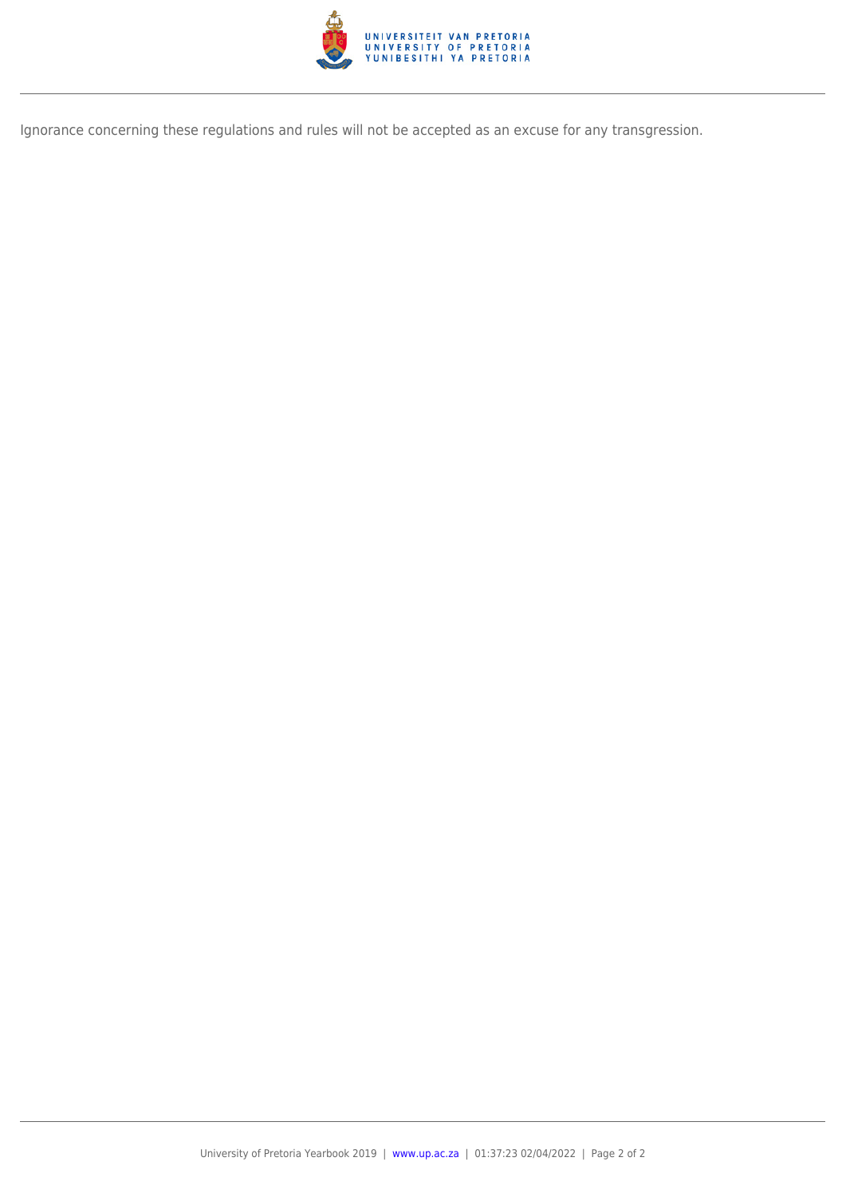Ignorance concerning these regulations and rules will not be accepted as an excuse for any transgression.